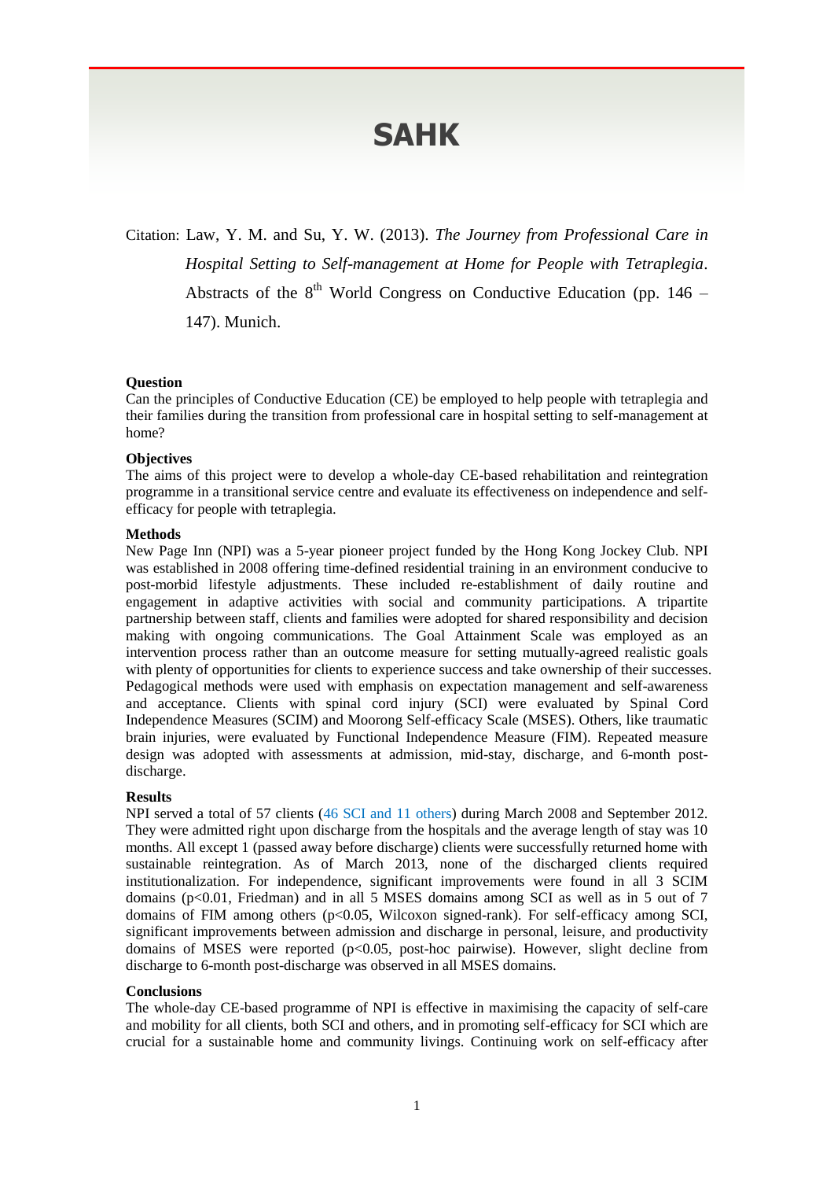# SAHK

Citation: Law, Y. M. and Su, Y. W. (2013). *The Journey from Professional Care in Hospital Setting to Self-management at Home for People with Tetraplegia*. Abstracts of the 8th World Congress on Conductive Education (pp. 146 – 147). Munich.

**Question**

Can the principles of Conductive Education (CE) be employed to help people with tetraplegia and their families during the transition from professional care in hospital setting to self-management at home?

**Objectives**

The aims of this project were to develop a whole-day CE-based rehabilitation and reintegration programme in a transitional service centre and evaluate its effectiveness on independence and self-efficacy for people with tetraplegia.

**Methods**

New Page Inn (NPI) was a 5-year pioneer project funded by the Hong Kong Jockey Club. NPI was established in 2008 offering time-defined residential training in an environment conducive to post-morbid lifestyle adjustments. These included re-establishment of daily routine and engagement in adaptive activities with social and community participations. A tripartite partnership between staff, clients and families were adopted for shared responsibility and decision making with ongoing communications. The Goal Attainment Scale was employed as an intervention process rather than an outcome measure for setting mutually-agreed realistic goals with plenty of opportunities for clients to experience success and take ownership of their successes. Pedagogical methods were used with emphasis on expectation management and self-awareness and acceptance. Clients with spinal cord injury (SCI) were evaluated by Spinal Cord Independence Measures (SCIM) and Moorong Self-efficacy Scale (MSES). Others, like traumatic brain injuries, were evaluated by Functional Independence Measure (FIM). Repeated measure design was adopted with assessments at admission, mid-stay, discharge, and 6-month post-discharge.

**Results**

NPI served a total of 57 clients (46 SCI and 11 others) during March 2008 and September 2012. They were admitted right upon discharge from the hospitals and the average length of stay was 10 months. All except 1 (passed away before discharge) clients were successfully returned home with sustainable reintegration. As of March 2013, none of the discharged clients required institutionalization. For independence, significant improvements were found in all 3 SCIM domains ($p<0.01$, Friedman) and in all 5 MSES domains among SCI as well as in 5 out of 7 domains of FIM among others ($p<0.05$, Wilcoxon signed-rank). For self-efficacy among SCI, significant improvements between admission and discharge in personal, leisure, and productivity domains of MSES were reported ($p<0.05$, post-hoc pairwise). However, slight decline from discharge to 6-month post-discharge was observed in all MSES domains.

**Conclusions**

The whole-day CE-based programme of NPI is effective in maximising the capacity of self-care and mobility for all clients, both SCI and others, and in promoting self-efficacy for SCI which are crucial for a sustainable home and community livings. Continuing work on self-efficacy after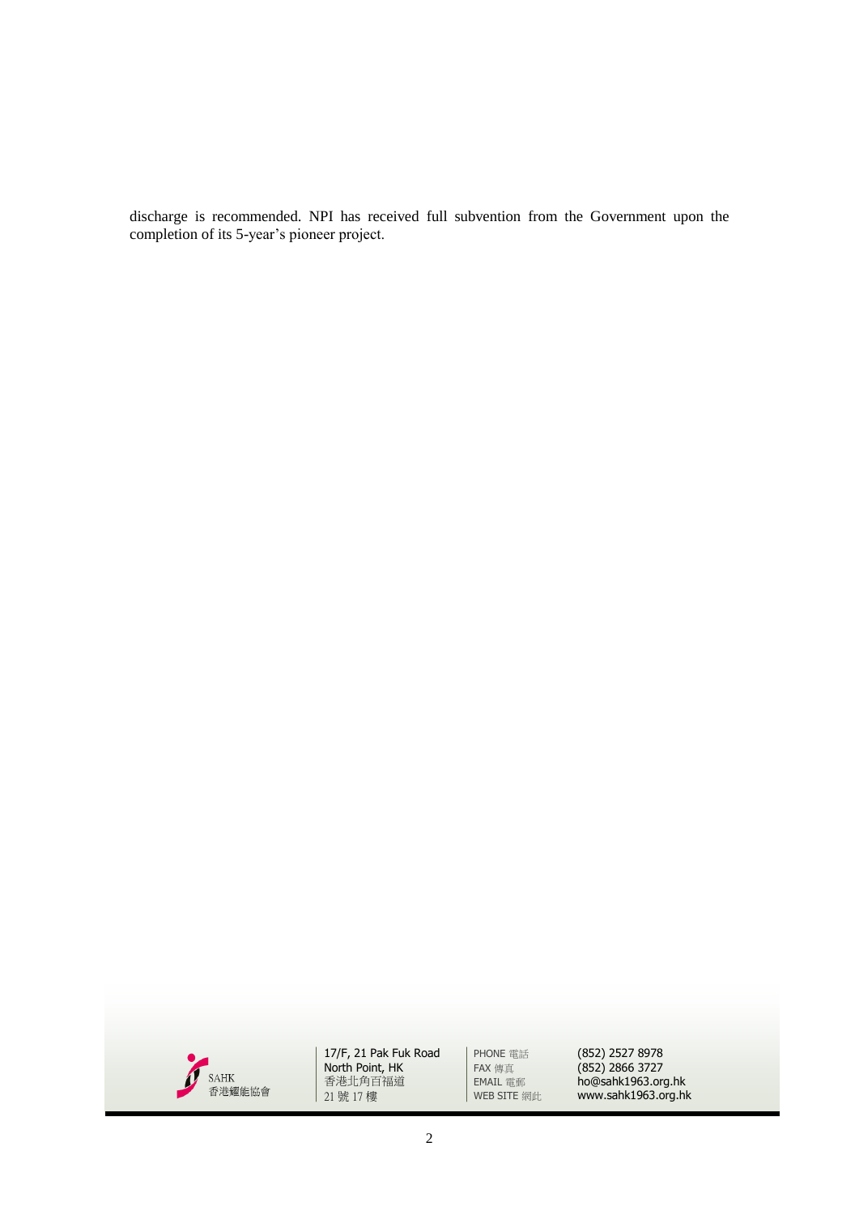discharge is recommended. NPI has received full subvention from the Government upon the completion of its 5-year's pioneer project.